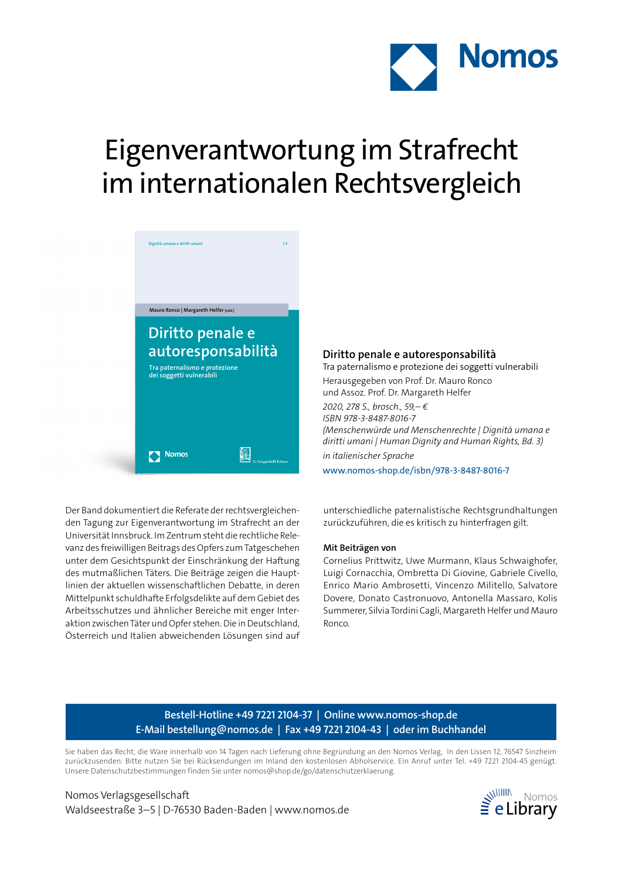# Eigenverantwortung im Strafrecht im internationalen Rechtsvergleich

**Diritto penale e autoresponsabilità**

Tra paternalismo e protezione dei soggetti vulnerabili

Herausgegeben von Prof. Dr. Mauro Ronco und Assoz. Prof. Dr. Margareth Helfer

*2020, 278 S., brosch., 59,– €*

*ISBN 978-3-8487-8016-7*

*(Menschenwürde und Menschenrechte | Dignità umana e diritti umani | Human Dignity and Human Rights, Bd. 3)*

*in italienischer Sprache*

www.nomos-shop.de/isbn/978-3-8487-8016-7

Der Band dokumentiert die Referate der rechtsvergleichenden Tagung zur Eigenverantwortung im Strafrecht an der Universität Innsbruck. Im Zentrum steht die rechtliche Relevanz des freiwilligen Beitrags des Opfers zum Tatgeschehen unter dem Gesichtspunkt der Einschränkung der Haftung des mutmaßlichen Täters. Die Beiträge zeigen die Hauptlinien der aktuellen wissenschaftlichen Debatte, in deren Mittelpunkt schuldhafte Erfolgsdelikte auf dem Gebiet des Arbeitsschutzes und ähnlicher Bereiche mit enger Interaktion zwischen Täter und Opfer stehen. Die in Deutschland, Österreich und Italien abweichenden Lösungen sind auf unterschiedliche paternalistische Rechtsgrundhaltungen zurückzuführen, die es kritisch zu hinterfragen gilt.

**Mit Beiträgen von**

Cornelius Prittwitz, Uwe Murmann, Klaus Schwaighofer, Luigi Cornacchia, Ombretta Di Giovine, Gabriele Civello, Enrico Mario Ambrosetti, Vincenzo Militello, Salvatore Dovere, Donato Castronuovo, Antonella Massaro, Kolis Summerer, Silvia Tordini Cagli, Margareth Helfer und Mauro Ronco.

**Bestell-Hotline +49 7221 2104-37 | Online www.nomos-shop.de**
**E-Mail bestellung@nomos.de | Fax +49 7221 2104-43 | oder im Buchhandel**

Sie haben das Recht, die Ware innerhalb von 14 Tagen nach Lieferung ohne Begründung an den Nomos Verlag, In den Lissen 12, 76547 Sinzheim zurückzusenden. Bitte nutzen Sie bei Rücksendungen im Inland den kostenlosen Abholservice. Ein Anruf unter Tel. +49 7221 2104-45 genügt. Unsere Datenschutzbestimmungen finden Sie unter nomos@shop.de/go/datenschutzerklaerung.

Nomos Verlagsgesellschaft
Waldseestraße 3–5 | D-76530 Baden-Baden | www.nomos.de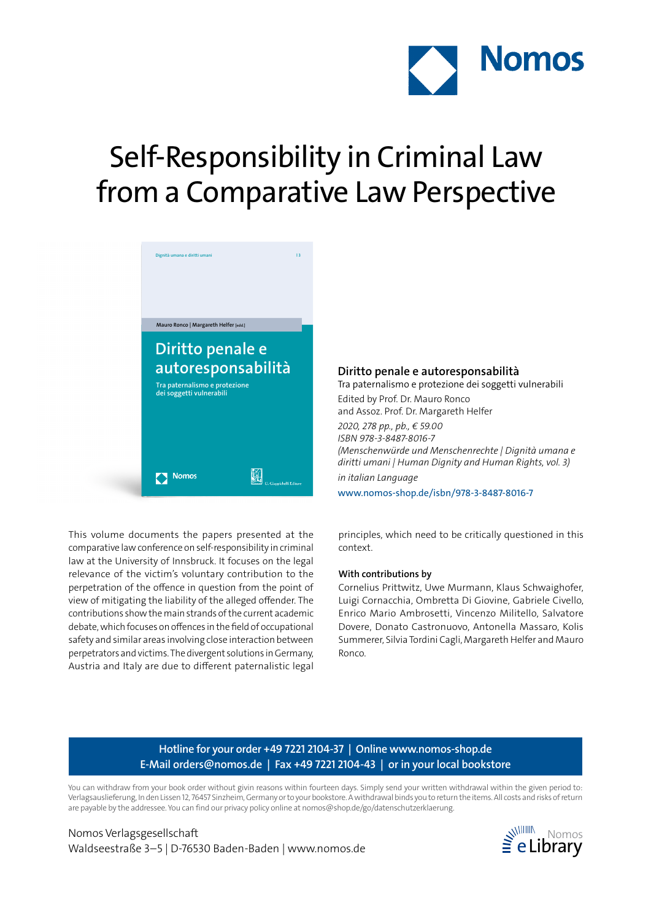# Self-Responsibility in Criminal Law from a Comparative Law Perspective

**Diritto penale e autoresponsabilità**
Tra paternalismo e protezione dei soggetti vulnerabili
Edited by Prof. Dr. Mauro Ronco
and Assoz. Prof. Dr. Margareth Helfer
*2020, 278 pp., pb., € 59.00*
*ISBN 978-3-8487-8016-7*
*(Menschenwürde und Menschenrechte | Dignità umana e diritti umani | Human Dignity and Human Rights, vol. 3)*
*in italian Language*
www.nomos-shop.de/isbn/978-3-8487-8016-7

This volume documents the papers presented at the comparative law conference on self-responsibility in criminal law at the University of Innsbruck. It focuses on the legal relevance of the victim's voluntary contribution to the perpetration of the offence in question from the point of view of mitigating the liability of the alleged offender. The contributions show the main strands of the current academic debate, which focuses on offences in the field of occupational safety and similar areas involving close interaction between perpetrators and victims. The divergent solutions in Germany, Austria and Italy are due to different paternalistic legal principles, which need to be critically questioned in this context.

**With contributions by**
Cornelius Prittwitz, Uwe Murmann, Klaus Schwaighofer, Luigi Cornacchia, Ombretta Di Giovine, Gabriele Civello, Enrico Mario Ambrosetti, Vincenzo Militello, Salvatore Dovere, Donato Castronuovo, Antonella Massaro, Kolis Summerer, Silvia Tordini Cagli, Margareth Helfer and Mauro Ronco.

**Hotline for your order +49 7221 2104-37 | Online www.nomos-shop.de**
**E-Mail orders@nomos.de | Fax +49 7221 2104-43 | or in your local bookstore**

You can withdraw from your book order without givin reasons within fourteen days. Simply send your written withdrawal within the given period to: Verlagsauslieferung, In den Lissen 12, 76457 Sinzheim, Germany or to your bookstore. A withdrawal binds you to return the items. All costs and risks of return are payable by the addressee. You can find our privacy policy online at nomos@shop.de/go/datenschutzerklaerung.

Nomos Verlagsgesellschaft
Waldseestraße 3–5 | D-76530 Baden-Baden | www.nomos.de